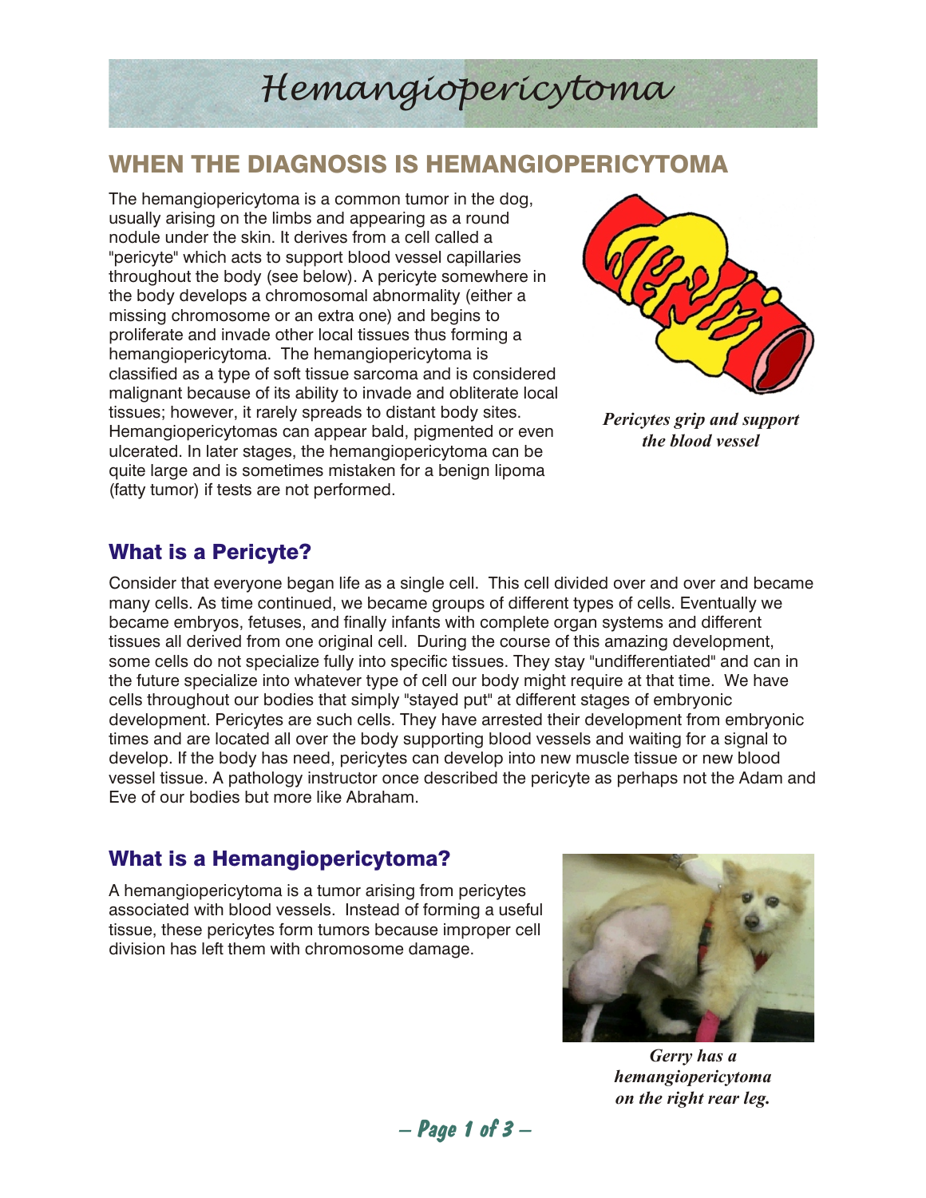# Hemangiopericytoma

## WHEN THE DIAGNOSIS IS HEMANGIOPERICYTOMA

The hemangiopericytoma is a common tumor in the dog, usually arising on the limbs and appearing as a round nodule under the skin. It derives from a cell called a "pericyte" which acts to support blood vessel capillaries throughout the body (see below). A pericyte somewhere in the body develops a chromosomal abnormality (either a missing chromosome or an extra one) and begins to proliferate and invade other local tissues thus forming a hemangiopericytoma. The hemangiopericytoma is classified as a type of soft tissue sarcoma and is considered malignant because of its ability to invade and obliterate local tissues; however, it rarely spreads to distant body sites. Hemangiopericytomas can appear bald, pigmented or even ulcerated. In later stages, the hemangiopericytoma can be quite large and is sometimes mistaken for a benign lipoma (fatty tumor) if tests are not performed.

***Pericytes grip and support the blood vessel***

### What is a Pericyte?

Consider that everyone began life as a single cell. This cell divided over and over and became many cells. As time continued, we became groups of different types of cells. Eventually we became embryos, fetuses, and finally infants with complete organ systems and different tissues all derived from one original cell. During the course of this amazing development, some cells do not specialize fully into specific tissues. They stay "undifferentiated" and can in the future specialize into whatever type of cell our body might require at that time. We have cells throughout our bodies that simply "stayed put" at different stages of embryonic development. Pericytes are such cells. They have arrested their development from embryonic times and are located all over the body supporting blood vessels and waiting for a signal to develop. If the body has need, pericytes can develop into new muscle tissue or new blood vessel tissue. A pathology instructor once described the pericyte as perhaps not the Adam and Eve of our bodies but more like Abraham.

### What is a Hemangiopericytoma?

A hemangiopericytoma is a tumor arising from pericytes associated with blood vessels. Instead of forming a useful tissue, these pericytes form tumors because improper cell division has left them with chromosome damage.

***Gerry has a hemangiopericytoma on the right rear leg.***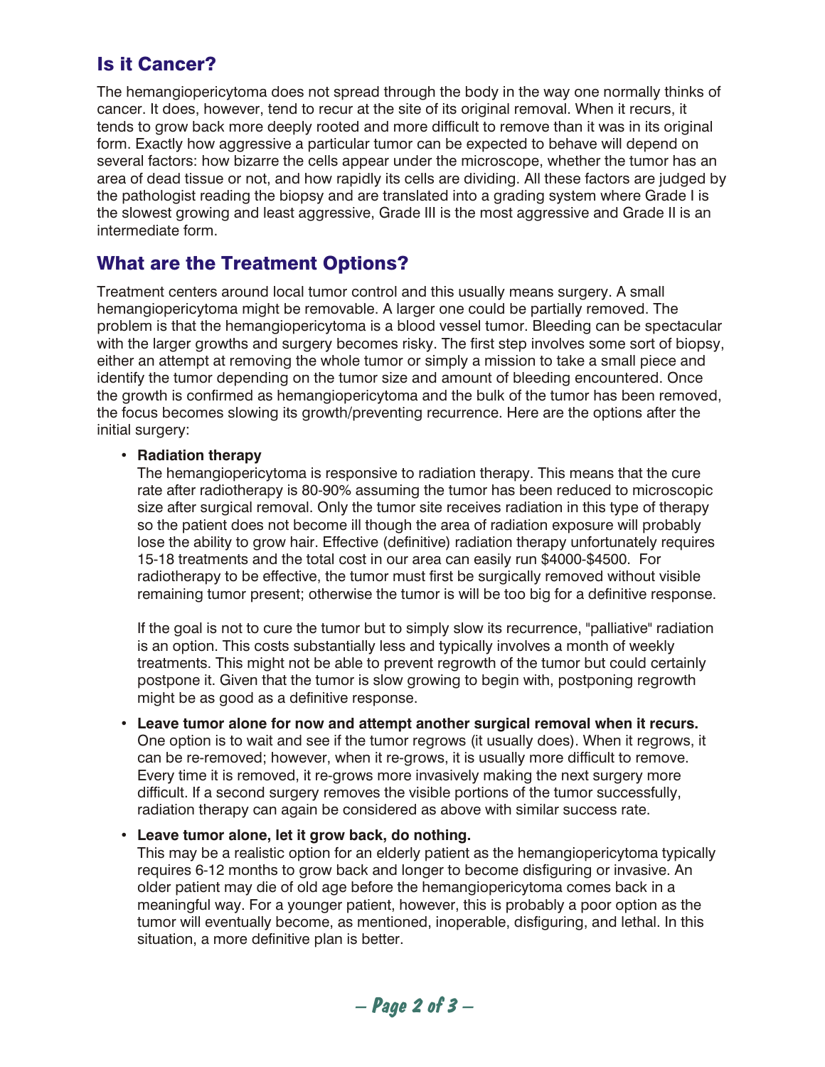## Is it Cancer?

The hemangiopericytoma does not spread through the body in the way one normally thinks of cancer. It does, however, tend to recur at the site of its original removal. When it recurs, it tends to grow back more deeply rooted and more difficult to remove than it was in its original form. Exactly how aggressive a particular tumor can be expected to behave will depend on several factors: how bizarre the cells appear under the microscope, whether the tumor has an area of dead tissue or not, and how rapidly its cells are dividing. All these factors are judged by the pathologist reading the biopsy and are translated into a grading system where Grade I is the slowest growing and least aggressive, Grade III is the most aggressive and Grade II is an intermediate form.

## What are the Treatment Options?

Treatment centers around local tumor control and this usually means surgery. A small hemangiopericytoma might be removable. A larger one could be partially removed. The problem is that the hemangiopericytoma is a blood vessel tumor. Bleeding can be spectacular with the larger growths and surgery becomes risky. The first step involves some sort of biopsy, either an attempt at removing the whole tumor or simply a mission to take a small piece and identify the tumor depending on the tumor size and amount of bleeding encountered. Once the growth is confirmed as hemangiopericytoma and the bulk of the tumor has been removed, the focus becomes slowing its growth/preventing recurrence. Here are the options after the initial surgery:

- **Radiation therapy**
  The hemangiopericytoma is responsive to radiation therapy. This means that the cure rate after radiotherapy is 80-90% assuming the tumor has been reduced to microscopic size after surgical removal. Only the tumor site receives radiation in this type of therapy so the patient does not become ill though the area of radiation exposure will probably lose the ability to grow hair. Effective (definitive) radiation therapy unfortunately requires 15-18 treatments and the total cost in our area can easily run $4000-$4500. For radiotherapy to be effective, the tumor must first be surgically removed without visible remaining tumor present; otherwise the tumor is will be too big for a definitive response.

  If the goal is not to cure the tumor but to simply slow its recurrence, "palliative" radiation is an option. This costs substantially less and typically involves a month of weekly treatments. This might not be able to prevent regrowth of the tumor but could certainly postpone it. Given that the tumor is slow growing to begin with, postponing regrowth might be as good as a definitive response.

- **Leave tumor alone for now and attempt another surgical removal when it recurs.**
  One option is to wait and see if the tumor regrows (it usually does). When it regrows, it can be re-removed; however, when it re-grows, it is usually more difficult to remove. Every time it is removed, it re-grows more invasively making the next surgery more difficult. If a second surgery removes the visible portions of the tumor successfully, radiation therapy can again be considered as above with similar success rate.

- **Leave tumor alone, let it grow back, do nothing.**
  This may be a realistic option for an elderly patient as the hemangiopericytoma typically requires 6-12 months to grow back and longer to become disfiguring or invasive. An older patient may die of old age before the hemangiopericytoma comes back in a meaningful way. For a younger patient, however, this is probably a poor option as the tumor will eventually become, as mentioned, inoperable, disfiguring, and lethal. In this situation, a more definitive plan is better.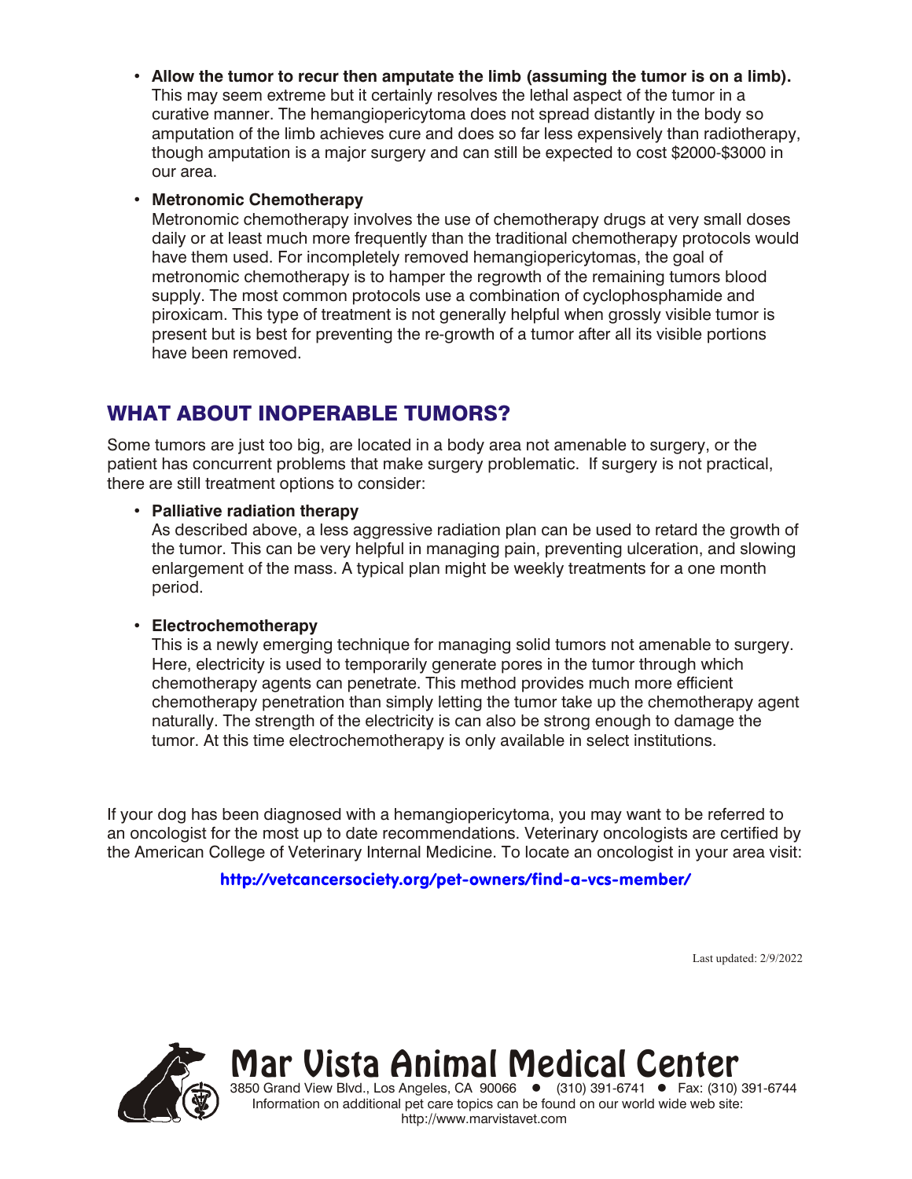- **Allow the tumor to recur then amputate the limb (assuming the tumor is on a limb).** This may seem extreme but it certainly resolves the lethal aspect of the tumor in a curative manner. The hemangiopericytoma does not spread distantly in the body so amputation of the limb achieves cure and does so far less expensively than radiotherapy, though amputation is a major surgery and can still be expected to cost $2000-$3000 in our area.

- **Metronomic Chemotherapy**
Metronomic chemotherapy involves the use of chemotherapy drugs at very small doses daily or at least much more frequently than the traditional chemotherapy protocols would have them used. For incompletely removed hemangiopericytomas, the goal of metronomic chemotherapy is to hamper the regrowth of the remaining tumors blood supply. The most common protocols use a combination of cyclophosphamide and piroxicam. This type of treatment is not generally helpful when grossly visible tumor is present but is best for preventing the re-growth of a tumor after all its visible portions have been removed.

## WHAT ABOUT INOPERABLE TUMORS?

Some tumors are just too big, are located in a body area not amenable to surgery, or the patient has concurrent problems that make surgery problematic. If surgery is not practical, there are still treatment options to consider:

- **Palliative radiation therapy**
As described above, a less aggressive radiation plan can be used to retard the growth of the tumor. This can be very helpful in managing pain, preventing ulceration, and slowing enlargement of the mass. A typical plan might be weekly treatments for a one month period.

- **Electrochemotherapy**
This is a newly emerging technique for managing solid tumors not amenable to surgery. Here, electricity is used to temporarily generate pores in the tumor through which chemotherapy agents can penetrate. This method provides much more efficient chemotherapy penetration than simply letting the tumor take up the chemotherapy agent naturally. The strength of the electricity is can also be strong enough to damage the tumor. At this time electrochemotherapy is only available in select institutions.

If your dog has been diagnosed with a hemangiopericytoma, you may want to be referred to an oncologist for the most up to date recommendations. Veterinary oncologists are certified by the American College of Veterinary Internal Medicine. To locate an oncologist in your area visit:

**http://vetcancersociety.org/pet-owners/find-a-vcs-member/**

Last updated: 2/9/2022

Mar Vista Animal Medical Center
3850 Grand View Blvd., Los Angeles, CA 90066 ● (310) 391-6741 ● Fax: (310) 391-6744
Information on additional pet care topics can be found on our world wide web site:
http://www.marvistavet.com